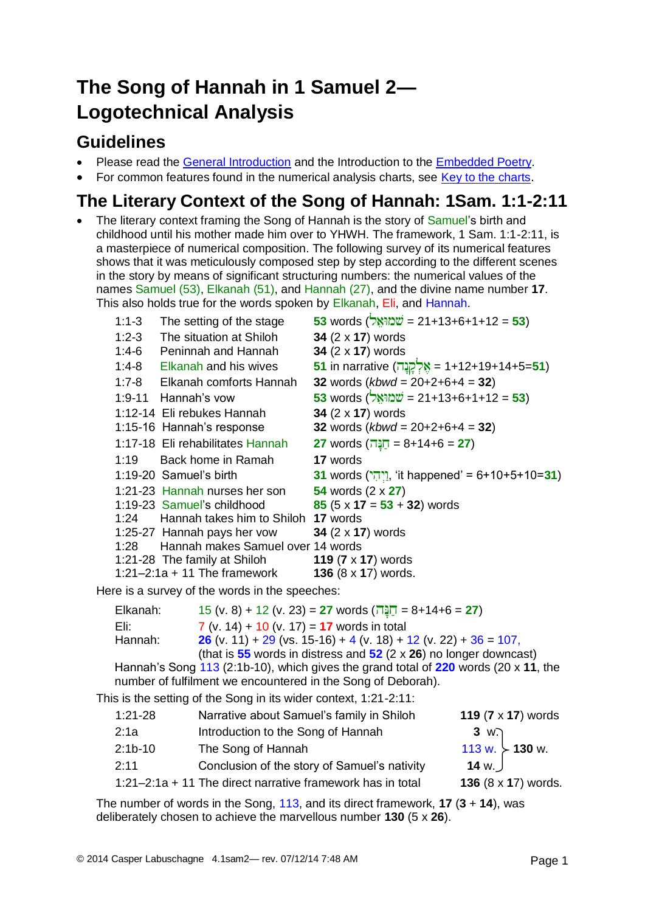# The Song of Hannah in 1 Samuel 2—Logotechnical Analysis

## Guidelines

- Please read the General Introduction and the Introduction to the Embedded Poetry.
- For common features found in the numerical analysis charts, see Key to the charts.

## The Literary Context of the Song of Hannah: 1Sam. 1:1-2:11

- The literary context framing the Song of Hannah is the story of Samuel's birth and childhood until his mother made him over to YHWH. The framework, 1 Sam. 1:1-2:11, is a masterpiece of numerical composition. The following survey of its numerical features shows that it was meticulously composed step by step according to the different scenes in the story by means of significant structuring numbers: the numerical values of the names Samuel (53), Elkanah (51), and Hannah (27), and the divine name number **17**. This also holds true for the words spoken by Elkanah, Eli, and Hannah.

| | | |
|---|---|---|
| 1:1-3 | The setting of the stage | **53** words (שְׁמוּאֵל = 21+13+6+1+12 = **53**) |
| 1:2-3 | The situation at Shiloh | **34** (2 x **17**) words |
| 1:4-6 | Peninnah and Hannah | **34** (2 x **17**) words |
| 1:4-8 | Elkanah and his wives | **51** in narrative (אֶלְקָנָה = 1+12+19+14+5=**51**) |
| 1:7-8 | Elkanah comforts Hannah | **32** words (*kbwd* = 20+2+6+4 = **32**) |
| 1:9-11 | Hannah's vow | **53** words (שְׁמוּאֵל = 21+13+6+1+12 = **53**) |
| 1:12-14 | Eli rebukes Hannah | **34** (2 x **17**) words |
| 1:15-16 | Hannah's response | **32** words (*kbwd* = 20+2+6+4 = **32**) |
| 1:17-18 | Eli rehabilitates Hannah | **27** words (חַנָּה = 8+14+6 = **27**) |
| 1:19 | Back home in Ramah | **17** words |
| 1:19-20 | Samuel's birth | **31** words (וַיְהִי, 'it happened' = 6+10+5+10=**31**) |
| 1:21-23 | Hannah nurses her son | **54** words (2 x **27**) |
| 1:19-23 | Samuel's childhood | **85** (5 x **17** = **53** + **32**) words |
| 1:24 | Hannah takes him to Shiloh | **17** words |
| 1:25-27 | Hannah pays her vow | **34** (2 x **17**) words |
| 1:28 | Hannah makes Samuel over | 14 words |
| 1:21-28 | The family at Shiloh | **119** (**7** x **17**) words |
| 1:21–2:1a + 11 | The framework | **136** (8 x **17**) words. |

Here is a survey of the words in the speeches:

| | |
|---|---|
| Elkanah: | 15 (v. 8) + 12 (v. 23) = **27** words (חַנָּה = 8+14+6 = **27**) |
| Eli: | 7 (v. 14) + 10 (v. 17) = **17** words in total |
| Hannah: | **26** (v. 11) + 29 (vs. 15-16) + 4 (v. 18) + 12 (v. 22) + 36 = 107, (that is **55** words in distress and **52** (2 x **26**) no longer downcast) |

Hannah's Song 113 (2:1b-10), which gives the grand total of **220** words (20 x **11**, the number of fulfilment we encountered in the Song of Deborah).

This is the setting of the Song in its wider context, 1:21-2:11:

| | | | |
|---|---|---|---|
| 1:21-28 | Narrative about Samuel's family in Shiloh | **119** (**7** x **17**) words | |
| 2:1a | Introduction to the Song of Hannah | **3** w. | |
| 2:1b-10 | The Song of Hannah | 113 w. | **130** w. |
| 2:11 | Conclusion of the story of Samuel's nativity | **14** w. | |
| 1:21–2:1a + 11 | The direct narrative framework has in total | **136** (8 x **17**) words. | |

The number of words in the Song, 113, and its direct framework, **17** (**3** + **14**), was deliberately chosen to achieve the marvellous number **130** (5 x **26**).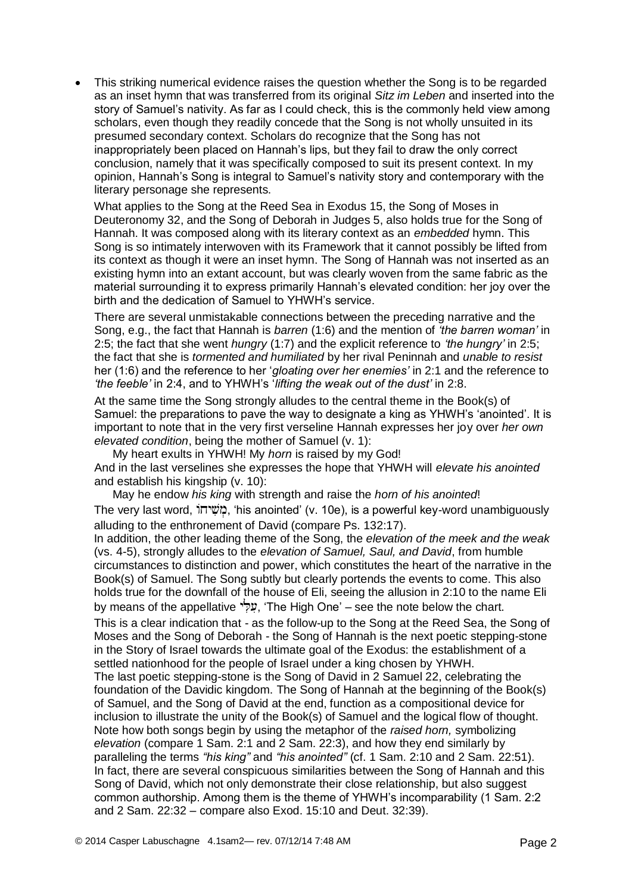- This striking numerical evidence raises the question whether the Song is to be regarded as an inset hymn that was transferred from its original *Sitz im Leben* and inserted into the story of Samuel's nativity. As far as I could check, this is the commonly held view among scholars, even though they readily concede that the Song is not wholly unsuited in its presumed secondary context. Scholars do recognize that the Song has not inappropriately been placed on Hannah's lips, but they fail to draw the only correct conclusion, namely that it was specifically composed to suit its present context. In my opinion, Hannah's Song is integral to Samuel's nativity story and contemporary with the literary personage she represents.

  What applies to the Song at the Reed Sea in Exodus 15, the Song of Moses in Deuteronomy 32, and the Song of Deborah in Judges 5, also holds true for the Song of Hannah. It was composed along with its literary context as an *embedded* hymn. This Song is so intimately interwoven with its Framework that it cannot possibly be lifted from its context as though it were an inset hymn. The Song of Hannah was not inserted as an existing hymn into an extant account, but was clearly woven from the same fabric as the material surrounding it to express primarily Hannah's elevated condition: her joy over the birth and the dedication of Samuel to YHWH's service.

  There are several unmistakable connections between the preceding narrative and the Song, e.g., the fact that Hannah is *barren* (1:6) and the mention of *'the barren woman'* in 2:5; the fact that she went *hungry* (1:7) and the explicit reference to *'the hungry'* in 2:5; the fact that she is *tormented and humiliated* by her rival Peninnah and *unable to resist* her (1:6) and the reference to her '*gloating over her enemies'* in 2:1 and the reference to *'the feeble'* in 2:4, and to YHWH's '*lifting the weak out of the dust'* in 2:8.

  At the same time the Song strongly alludes to the central theme in the Book(s) of Samuel: the preparations to pave the way to designate a king as YHWH's 'anointed'. It is important to note that in the very first verseline Hannah expresses her joy over *her own elevated condition*, being the mother of Samuel (v. 1):

  My heart exults in YHWH! My *horn* is raised by my God!

  And in the last verselines she expresses the hope that YHWH will *elevate his anointed* and establish his kingship (v. 10):

  May he endow *his king* with strength and raise the *horn of his anointed*!

  The very last word, מְשִׁיחוֹ, 'his anointed' (v. 10e), is a powerful key-word unambiguously alluding to the enthronement of David (compare Ps. 132:17).

  In addition, the other leading theme of the Song, the *elevation of the meek and the weak* (vs. 4-5), strongly alludes to the *elevation of Samuel, Saul, and David*, from humble circumstances to distinction and power, which constitutes the heart of the narrative in the Book(s) of Samuel. The Song subtly but clearly portends the events to come. This also holds true for the downfall of the house of Eli, seeing the allusion in 2:10 to the name Eli by means of the appellative עָלָיו, 'The High One' – see the note below the chart.

  This is a clear indication that - as the follow-up to the Song at the Reed Sea, the Song of Moses and the Song of Deborah - the Song of Hannah is the next poetic stepping-stone in the Story of Israel towards the ultimate goal of the Exodus: the establishment of a settled nationhood for the people of Israel under a king chosen by YHWH.

  The last poetic stepping-stone is the Song of David in 2 Samuel 22, celebrating the foundation of the Davidic kingdom. The Song of Hannah at the beginning of the Book(s) of Samuel, and the Song of David at the end, function as a compositional device for inclusion to illustrate the unity of the Book(s) of Samuel and the logical flow of thought. Note how both songs begin by using the metaphor of the *raised horn,* symbolizing *elevation* (compare 1 Sam. 2:1 and 2 Sam. 22:3), and how they end similarly by paralleling the terms *"his king"* and *"his anointed"* (cf. 1 Sam. 2:10 and 2 Sam. 22:51). In fact, there are several conspicuous similarities between the Song of Hannah and this Song of David, which not only demonstrate their close relationship, but also suggest common authorship. Among them is the theme of YHWH's incomparability (1 Sam. 2:2 and 2 Sam. 22:32 – compare also Exod. 15:10 and Deut. 32:39).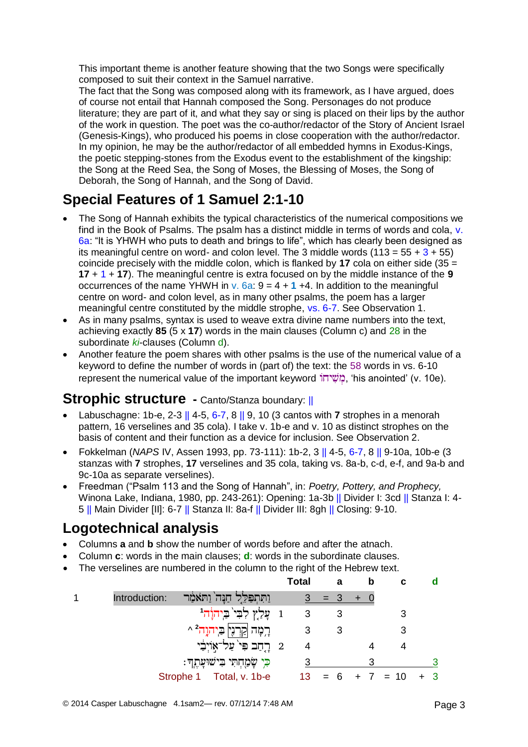This important theme is another feature showing that the two Songs were specifically composed to suit their context in the Samuel narrative.
The fact that the Song was composed along with its framework, as I have argued, does of course not entail that Hannah composed the Song. Personages do not produce literature; they are part of it, and what they say or sing is placed on their lips by the author of the work in question. The poet was the co-author/redactor of the Story of Ancient Israel (Genesis-Kings), who produced his poems in close cooperation with the author/redactor. In my opinion, he may be the author/redactor of all embedded hymns in Exodus-Kings, the poetic stepping-stones from the Exodus event to the establishment of the kingship: the Song at the Reed Sea, the Song of Moses, the Blessing of Moses, the Song of Deborah, the Song of Hannah, and the Song of David.

## Special Features of 1 Samuel 2:1-10

- The Song of Hannah exhibits the typical characteristics of the numerical compositions we find in the Book of Psalms. The psalm has a distinct middle in terms of words and cola, v. 6a: "It is YHWH who puts to death and brings to life", which has clearly been designed as its meaningful centre on word- and colon level. The 3 middle words (113 = 55 + 3 + 55) coincide precisely with the middle colon, which is flanked by **17** cola on either side (35 = **17** + 1 + **17**). The meaningful centre is extra focused on by the middle instance of the **9** occurrences of the name YHWH in v. 6a: 9 = 4 + **1** +4. In addition to the meaningful centre on word- and colon level, as in many other psalms, the poem has a larger meaningful centre constituted by the middle strophe, vs. 6-7. See Observation 1.
- As in many psalms, syntax is used to weave extra divine name numbers into the text, achieving exactly **85** (5 x **17**) words in the main clauses (Column c) and 28 in the subordinate *ki*-clauses (Column d).
- Another feature the poem shares with other psalms is the use of the numerical value of a keyword to define the number of words in (part of) the text: the 58 words in vs. 6-10 represent the numerical value of the important keyword מְשִׁיחוֹ, 'his anointed' (v. 10e).

## Strophic structure - Canto/Stanza boundary: ||

- Labuschagne: 1b-e, 2-3 || 4-5, 6-7, 8 || 9, 10 (3 cantos with **7** strophes in a menorah pattern, 16 verselines and 35 cola). I take v. 1b-e and v. 10 as distinct strophes on the basis of content and their function as a device for inclusion. See Observation 2.
- Fokkelman (*NAPS* IV, Assen 1993, pp. 73-111): 1b-2, 3 || 4-5, 6-7, 8 || 9-10a, 10b-e (3 stanzas with **7** strophes, **17** verselines and 35 cola, taking vs. 8a-b, c-d, e-f, and 9a-b and 9c-10a as separate verselines).
- Freedman ("Psalm 113 and the Song of Hannah", in: *Poetry, Pottery, and Prophecy,* Winona Lake, Indiana, 1980, pp. 243-261): Opening: 1a-3b || Divider I: 3cd || Stanza I: 4-5 || Main Divider [II]: 6-7 || Stanza II: 8a-f || Divider III: 8gh || Closing: 9-10.

## Logotechnical analysis

- Columns **a** and **b** show the number of words before and after the atnach.
- Column **c**: words in the main clauses; **d**: words in the subordinate clauses.
- The verselines are numbered in the column to the right of the Hebrew text.

| | | | | Total | | a | | b | | c | | d |
|---|---|---|---|---|---|---|---|---|---|---|---|---|
| 1 | Introduction: | וַתִּתְפַּלֵּ֤ל חַנָּה֙ וַתֹּאמַ֔ר | | 3 | = | 3 | + | 0 | | | | |
| | | עָלַ֤ץ לִבִּי֙ בַּֽיהוָ֔ה[1] | 1 | 3 | | 3 | | | | 3 | | |
| | | ^ רָ֥מָה קַרְנִ֖י בַּֽיהוָ֑ה[2] | | 3 | | 3 | | | | 3 | | |
| | | רָ֤חַב פִּי֙ עַל־א֣וֹיְבַ֔י | 2 | 4 | | | | 4 | | 4 | | |
| | | כִּ֥י שָׂמַ֖חְתִּי בִּישׁוּעָתֶֽךָ׃ | | 3 | | | | 3 | | | | 3 |
| | Strophe 1 | Total, v. 1b-e | | 13 | = | 6 | + | 7 | = | 10 | + | 3 |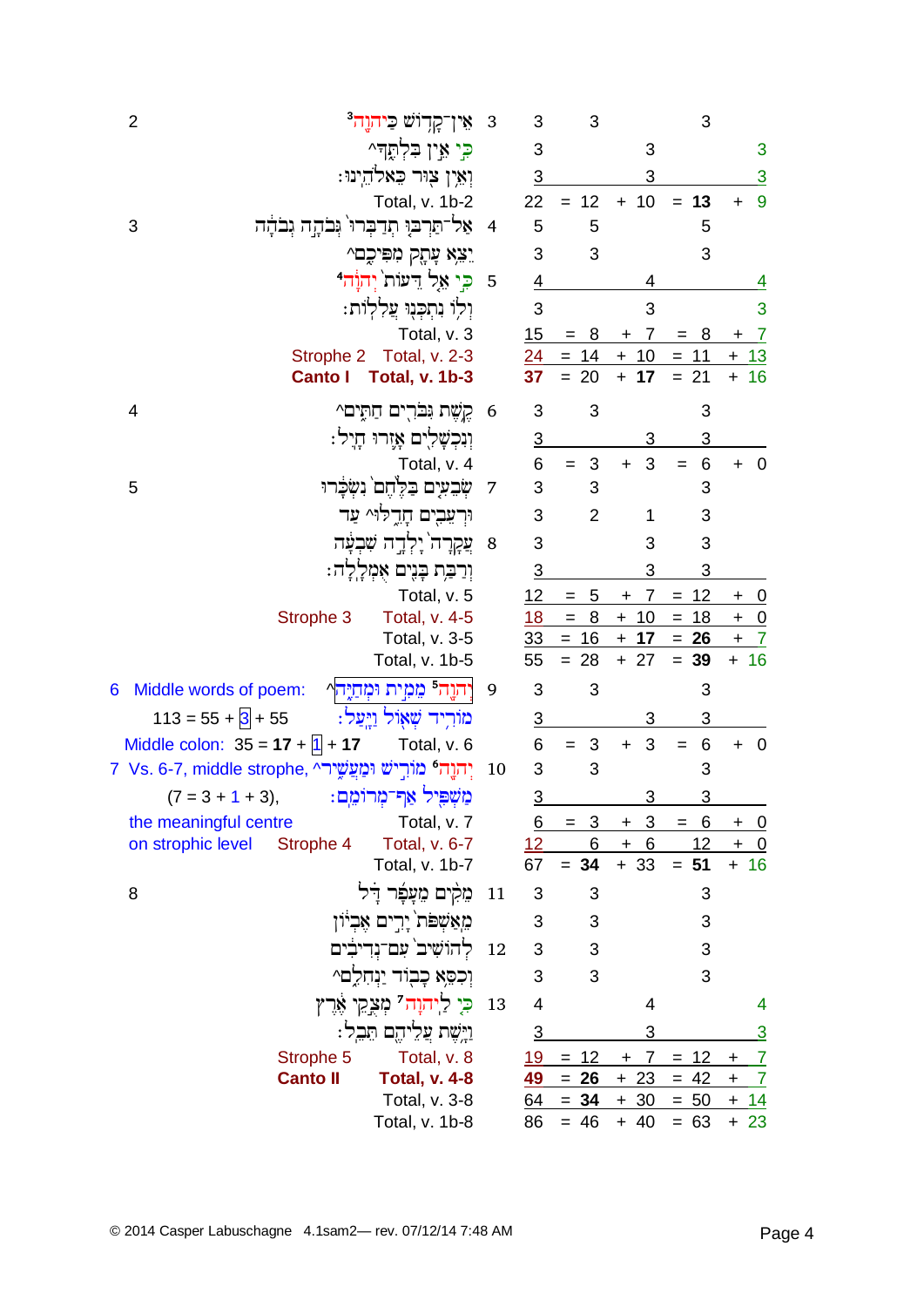| | | v. | Total | | | | |
|---|---|---|---|---|---|---|---|
| 2 | אֵין־קָדוֹשׁ כַּיהוָה³ | 3 | 3 | 3 | | 3 | |
| | כִּי אֵין בִּלְתֶּךָ^ | | 3 | | 3 | | 3 |
| | וְאֵין צוּר כֵּאלֹהֵינוּ׃ | | 3 | | 3 | | 3 |
| | Total, v. 1b-2 | | 22 | = 12 | + 10 | = **13** | + 9 |
| 3 | אַל־תַּרְבּוּ תְדַבְּרוּ גְּבֹהָה גְבֹהָה | 4 | 5 | 5 | | 5 | |
| | יֵצֵא עָתָק מִפִּיכֶם^ | | 3 | 3 | | 3 | |
| | כִּי אֵל דֵּעוֹת יְהוָה⁴ | 5 | 4 | | 4 | | 4 |
| | וְלוֹ נִתְכְּנוּ עֲלִלוֹת׃ | | 3 | | 3 | | 3 |
| | Total, v. 3 | | 15 | = 8 | + 7 | = 8 | + 7 |
| | Strophe 2 Total, v. 2-3 | | 24 | = 14 | + 10 | = 11 | + 13 |
| | **Canto I Total, v. 1b-3** | | 37 | = 20 | + **17** | = 21 | + 16 |
| 4 | קֶשֶׁת גִּבֹּרִים חַתִּים^ | 6 | 3 | 3 | | 3 | |
| | וְנִכְשָׁלִים אָזְרוּ חָיִל׃ | | 3 | | 3 | 3 | |
| | Total, v. 4 | | 6 | = 3 | + 3 | = 6 | + 0 |
| 5 | שְׂבֵעִים בַּלֶּחֶם נִשְׂכָּרוּ | 7 | 3 | 3 | | 3 | |
| | וּרְעֵבִים חָדֵלּוּ^ עַד | | 3 | 2 | 1 | 3 | |
| | עֲקָרָה יָלְדָה שִׁבְעָה | 8 | 3 | | 3 | 3 | |
| | וְרַבַּת בָּנִים אֻמְלָלָה׃ | | 3 | | 3 | 3 | |
| | Total, v. 5 | | 12 | = 5 | + 7 | = 12 | + 0 |
| | Strophe 3 Total, v. 4-5 | | 18 | = 8 | + 10 | = 18 | + 0 |
| | Total, v. 3-5 | | 33 | = 16 | + **17** | = **26** | + 7 |
| | Total, v. 1b-5 | | 55 | = 28 | + 27 | = **39** | + 16 |
| 6 | Middle words of poem: ^יְהוָה⁵ מֵמִית וּמְחַיֶּה | 9 | 3 | 3 | | 3 | |
| | 113 = 55 + [3] + 55 — מוֹרִיד שְׁאוֹל וַיָּעַל׃ | | 3 | | 3 | 3 | |
| | Middle colon: 35 = **17** + [1] + **17** — Total, v. 6 | | 6 | = 3 | + 3 | = 6 | + 0 |
| 7 | Vs. 6-7, middle strophe, ^יְהוָה⁶ מוֹרִישׁ וּמַעֲשִׁיר | 10 | 3 | 3 | | 3 | |
| | (7 = 3 + 1 + 3), מַשְׁפִּיל אַף־מְרוֹמֵם׃ | | 3 | | 3 | 3 | |
| | the meaningful centre — Total, v. 7 | | 6 | = 3 | + 3 | = 6 | + 0 |
| | on strophic level — Strophe 4 Total, v. 6-7 | | 12 | 6 | + 6 | 12 | + 0 |
| | Total, v. 1b-7 | | 67 | = **34** | + 33 | = **51** | + 16 |
| 8 | מֵקִים מֵעָפָר דָּל | 11 | 3 | 3 | | 3 | |
| | מֵאַשְׁפֹּת יָרִים אֶבְיוֹן | | 3 | 3 | | 3 | |
| | לְהוֹשִׁיב עִם־נְדִיבִים | 12 | 3 | 3 | | 3 | |
| | וְכִסֵּא כָבוֹד יַנְחִלֵם^ | | 3 | 3 | | 3 | |
| | כִּי לַיהוָה⁷ מְצֻקֵי אֶרֶץ | 13 | 4 | | 4 | | 4 |
| | וַיָּשֶׁת עֲלֵיהֶם תֵּבֵל׃ | | 3 | | 3 | | 3 |
| | Strophe 5 Total, v. 8 | | 19 | = 12 | + 7 | = 12 | + 7 |
| | **Canto II Total, v. 4-8** | | 49 | = **26** | + 23 | = 42 | + 7 |
| | Total, v. 3-8 | | 64 | = **34** | + 30 | = 50 | + 14 |
| | Total, v. 1b-8 | | 86 | = 46 | + 40 | = 63 | + 23 |

© 2014 Casper Labuschagne 4.1sam2— rev. 07/12/14 7:48 AM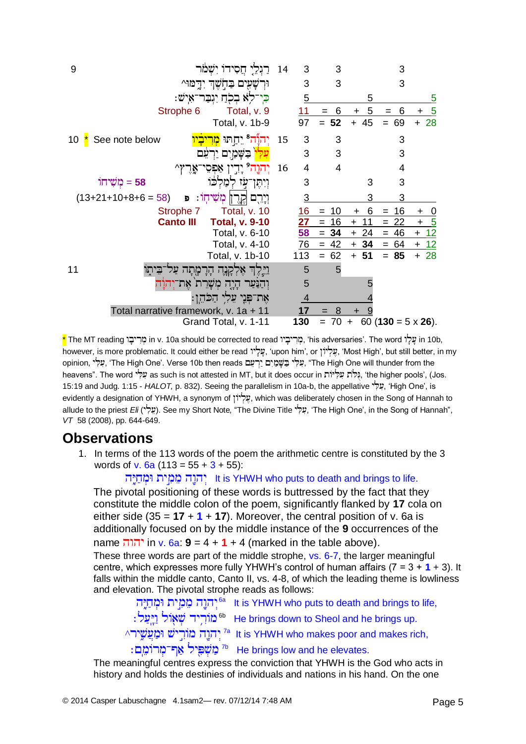| | | | | | | | | | | | |
|---|---|---|---|---|---|---|---|---|---|---|---|
| 9 | | רַגְלֵ֤י חֲסִידָו֙ יִשְׁמֹ֔ר | 14 | 3 | | 3 | | | 3 | | |
| | | וּרְשָׁעִ֖ים בַּחֹ֣שֶׁךְ יִדָּ֑מּוּ^ | | 3 | | 3 | | | 3 | | |
| | | כִּֽי־לֹ֥א בְכֹ֖חַ יִגְבַּר־אִֽישׁ׃ | | 5 | | | | 5 | | | 5 |
| | Strophe 6 | Total, v. 9 | | 11 | = | 6 | + | 5 | = 6 | + | 5 |
| | | Total, v. 1b-9 | | 97 | = | **52** | + | 45 | = 69 | + | 28 |
| 10 | * See note below | יְהוָ֞ה⁸ יֵחַ֣תּוּ מְרִיבָ֗יו | 15 | 3 | | 3 | | | 3 | | |
| | | עָלָו֙ בַּשָּׁמַ֣יִם יַרְעֵ֔ם | | 3 | | 3 | | | 3 | | |
| | | יְהוָ֖ה⁹ יָדִ֣ין אַפְסֵי־אָ֑רֶץ^ | 16 | 4 | | 4 | | | 4 | | |
| | מְשִׁיחוֹ = **58** | וְיִתֶּן־עֹ֣ז לְמַלְכּ֔וֹ | | 3 | | | | 3 | 3 | | |
| | (13+21+10+8+6 = 58) פ | וְיָרֵ֖ם קֶ֥רֶן מְשִׁיחֽוֹ׃ | | 3 | | | | 3 | 3 | | |
| | Strophe 7 | Total, v. 10 | | 16 | = | 10 | + | 6 | = 16 | + | 0 |
| | **Canto III** | **Total, v. 9-10** | | **27** | = | 16 | + | 11 | = 22 | + | 5 |
| | | Total, v. 6-10 | | **58** | = | **34** | + | 24 | = 46 | + | 12 |
| | | Total, v. 4-10 | | 76 | = | 42 | + | **34** | = 64 | + | 12 |
| | | Total, v. 1b-10 | | 113 | = | 62 | + | **51** | = **85** | + | 28 |
| 11 | | וַיֵּ֧לֶךְ אֶלְקָנָ֛ה הָרָמָ֖תָה עַל־בֵּית֑וֹ | | 5 | | 5 | | | | | |
| | | וְהַנַּ֗עַר הָיָ֤ה מְשָׁרֵת֙ אֶת־יְהוָ֔ה | | 5 | | | | 5 | | | |
| | | אֶת־פְּנֵ֖י עֵלִ֥י הַכֹּהֵֽן׃ | | 4 | | | | 4 | | | |
| | | Total narrative framework, v. 1a + 11 | | **17** | = | 8 | + | 9 | | | |
| | | Grand Total, v. 1-11 | | **130** | = | 70 | + | 60 (**130** = 5 x **26**). | | | |

* The MT reading מְרִיבָו in v. 10a should be corrected to read מְרִיבָיו, 'his adversaries'. The word עָלָו in 10b, however, is more problematic. It could either be read עָלָיו, 'upon him', or עֶלְיוֹן, 'Most High', but still better, in my opinion, עֵלִי, 'The High One'. Verse 10b then reads עֵלִי בַּשָּׁמַיִם יַרְעֵם, "The High One will thunder from the heavens". The word עֵלִי as such is not attested in MT, but it does occur in גֻּלֹּת עִלִּיּוֹת, 'the higher pools', (Jos. 15:19 and Judg. 1:15 - *HALOT*, p. 832). Seeing the parallelism in 10a-b, the appellative עֵלִי, 'High One', is evidently a designation of YHWH, a synonym of עֶלְיוֹן, which was deliberately chosen in the Song of Hannah to allude to the priest *Eli* (עֵלִי). See my Short Note, "The Divine Title עֵלִי, 'The High One', in the Song of Hannah", *VT* 58 (2008), pp. 644-649.

## Observations

1. In terms of the 113 words of the poem the arithmetic centre is constituted by the 3 words of v. 6a (113 = 55 + 3 + 55):

   יְהוָה מֵמִית וּמְחַיֶּה It is YHWH who puts to death and brings to life.

   The pivotal positioning of these words is buttressed by the fact that they constitute the middle colon of the poem, significantly flanked by **17** cola on either side (35 = **17** + **1** + **17**). Moreover, the central position of v. 6a is additionally focused on by the middle instance of the **9** occurrences of the name יהוה in v. 6a: **9** = 4 + **1** + 4 (marked in the table above).

   These three words are part of the middle strophe, vs. 6-7, the larger meaningful centre, which expresses more fully YHWH's control of human affairs (7 = 3 + **1** + 3). It falls within the middle canto, Canto II, vs. 4-8, of which the leading theme is lowliness and elevation. The pivotal strophe reads as follows:

   יְהוָה מֵמִית וּמְחַיֶּה ^6a It is YHWH who puts to death and brings to life,
   מוֹרִיד שְׁאוֹל וַיָּעַל׃ ^6b He brings down to Sheol and he brings up.
   יְהוָה מוֹרִישׁ וּמַעֲשִׁיר^ ^7a It is YHWH who makes poor and makes rich,
   מַשְׁפִּיל אַף־מְרוֹמֵם׃ ^7b He brings low and he elevates.

   The meaningful centres express the conviction that YHWH is the God who acts in history and holds the destinies of individuals and nations in his hand. On the one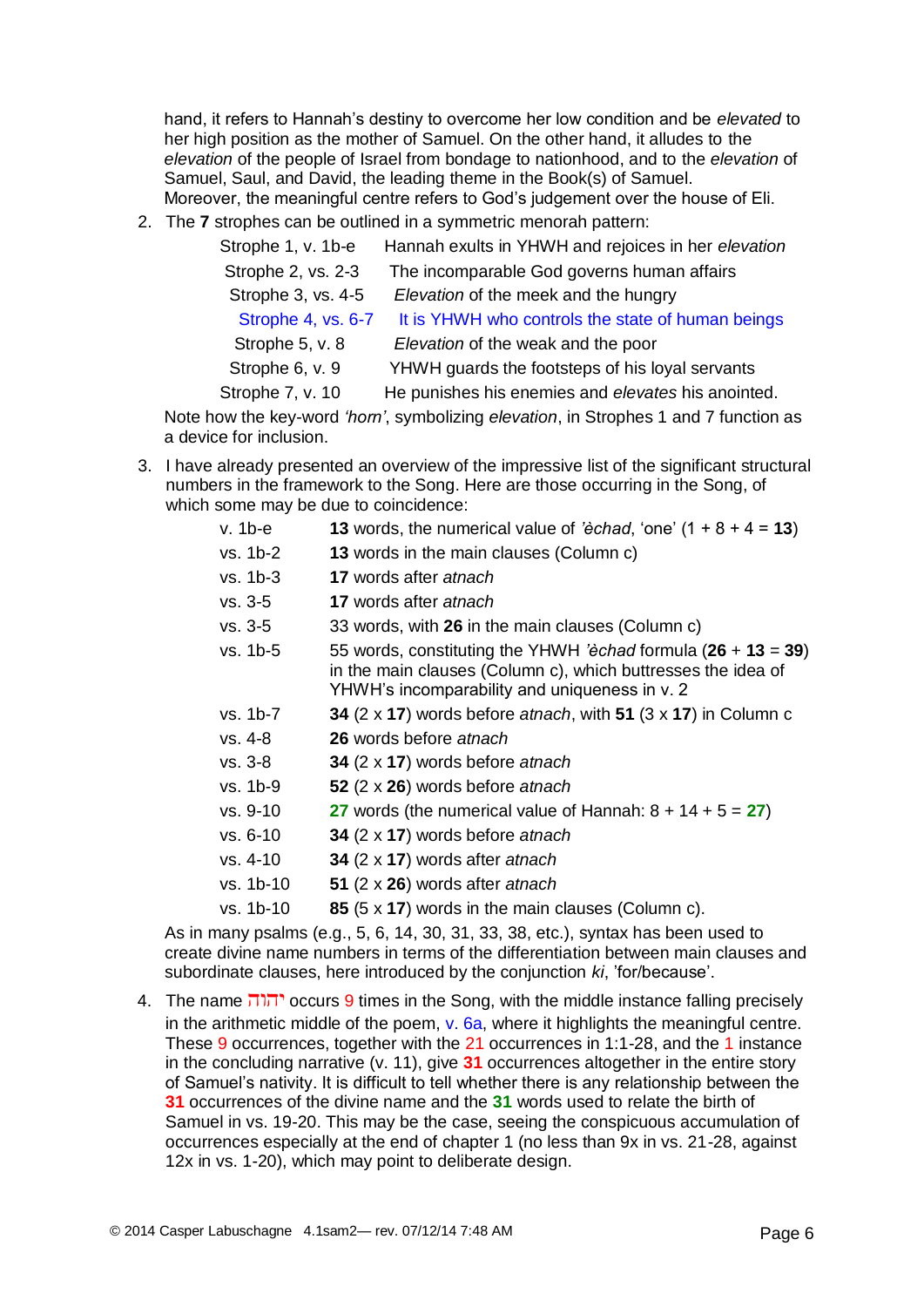hand, it refers to Hannah's destiny to overcome her low condition and be *elevated* to her high position as the mother of Samuel. On the other hand, it alludes to the *elevation* of the people of Israel from bondage to nationhood, and to the *elevation* of Samuel, Saul, and David, the leading theme in the Book(s) of Samuel. Moreover, the meaningful centre refers to God's judgement over the house of Eli.

2. The **7** strophes can be outlined in a symmetric menorah pattern:

   | | |
   |---|---|
   | Strophe 1, v. 1b-e | Hannah exults in YHWH and rejoices in her *elevation* |
   | Strophe 2, vs. 2-3 | The incomparable God governs human affairs |
   | Strophe 3, vs. 4-5 | *Elevation* of the meek and the hungry |
   | Strophe 4, vs. 6-7 | It is YHWH who controls the state of human beings |
   | Strophe 5, v. 8 | *Elevation* of the weak and the poor |
   | Strophe 6, v. 9 | YHWH guards the footsteps of his loyal servants |
   | Strophe 7, v. 10 | He punishes his enemies and *elevates* his anointed. |

   Note how the key-word *'horn'*, symbolizing *elevation*, in Strophes 1 and 7 function as a device for inclusion.

3. I have already presented an overview of the impressive list of the significant structural numbers in the framework to the Song. Here are those occurring in the Song, of which some may be due to coincidence:

   | | |
   |---|---|
   | v. 1b-e | **13** words, the numerical value of *'èchad*, 'one' (1 + 8 + 4 = **13**) |
   | vs. 1b-2 | **13** words in the main clauses (Column c) |
   | vs. 1b-3 | **17** words after *atnach* |
   | vs. 3-5 | **17** words after *atnach* |
   | vs. 3-5 | 33 words, with **26** in the main clauses (Column c) |
   | vs. 1b-5 | 55 words, constituting the YHWH *'èchad* formula (**26** + **13** = **39**) in the main clauses (Column c), which buttresses the idea of YHWH's incomparability and uniqueness in v. 2 |
   | vs. 1b-7 | **34** (2 x **17**) words before *atnach*, with **51** (3 x **17**) in Column c |
   | vs. 4-8 | **26** words before *atnach* |
   | vs. 3-8 | **34** (2 x **17**) words before *atnach* |
   | vs. 1b-9 | **52** (2 x **26**) words before *atnach* |
   | vs. 9-10 | **27** words (the numerical value of Hannah: 8 + 14 + 5 = **27**) |
   | vs. 6-10 | **34** (2 x **17**) words before *atnach* |
   | vs. 4-10 | **34** (2 x **17**) words after *atnach* |
   | vs. 1b-10 | **51** (2 x **26**) words after *atnach* |
   | vs. 1b-10 | **85** (5 x **17**) words in the main clauses (Column c). |

   As in many psalms (e.g., 5, 6, 14, 30, 31, 33, 38, etc.), syntax has been used to create divine name numbers in terms of the differentiation between main clauses and subordinate clauses, here introduced by the conjunction *ki*, 'for/because'.

4. The name יהוה occurs 9 times in the Song, with the middle instance falling precisely in the arithmetic middle of the poem, v. 6a, where it highlights the meaningful centre. These 9 occurrences, together with the 21 occurrences in 1:1-28, and the 1 instance in the concluding narrative (v. 11), give **31** occurrences altogether in the entire story of Samuel's nativity. It is difficult to tell whether there is any relationship between the **31** occurrences of the divine name and the **31** words used to relate the birth of Samuel in vs. 19-20. This may be the case, seeing the conspicuous accumulation of occurrences especially at the end of chapter 1 (no less than 9x in vs. 21-28, against 12x in vs. 1-20), which may point to deliberate design.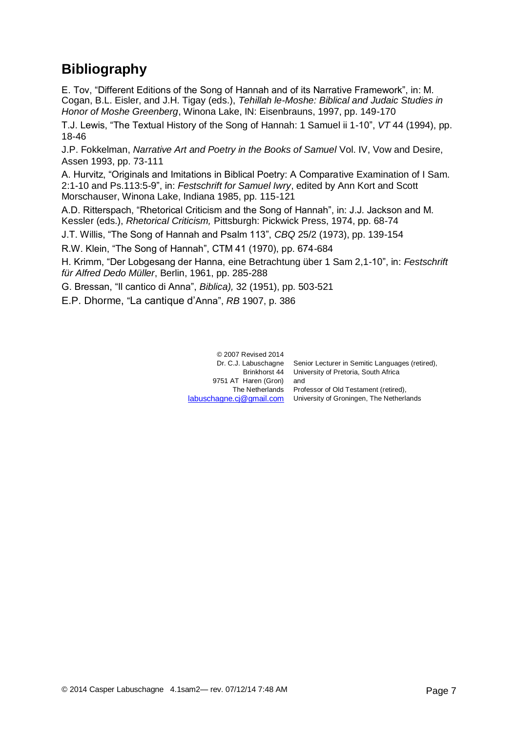## Bibliography

E. Tov, “Different Editions of the Song of Hannah and of its Narrative Framework”, in: M. Cogan, B.L. Eisler, and J.H. Tigay (eds.), *Tehillah le-Moshe: Biblical and Judaic Studies in Honor of Moshe Greenberg*, Winona Lake, IN: Eisenbrauns, 1997, pp. 149-170

T.J. Lewis, “The Textual History of the Song of Hannah: 1 Samuel ii 1-10”, *VT* 44 (1994), pp. 18-46

J.P. Fokkelman, *Narrative Art and Poetry in the Books of Samuel* Vol. IV, Vow and Desire, Assen 1993, pp. 73-111

A. Hurvitz, “Originals and Imitations in Biblical Poetry: A Comparative Examination of I Sam. 2:1-10 and Ps.113:5-9”, in: *Festschrift for Samuel Iwry*, edited by Ann Kort and Scott Morschauser, Winona Lake, Indiana 1985, pp. 115-121

A.D. Ritterspach, “Rhetorical Criticism and the Song of Hannah”, in: J.J. Jackson and M. Kessler (eds.), *Rhetorical Criticism,* Pittsburgh: Pickwick Press, 1974, pp. 68-74

J.T. Willis, “The Song of Hannah and Psalm 113”, *CBQ* 25/2 (1973), pp. 139-154

R.W. Klein, “The Song of Hannah”, CTM 41 (1970), pp. 674-684

H. Krimm, “Der Lobgesang der Hanna, eine Betrachtung über 1 Sam 2,1-10”, in: *Festschrift für Alfred Dedo Müller*, Berlin, 1961, pp. 285-288

G. Bressan, “Il cantico di Anna”, *Biblica),* 32 (1951), pp. 503-521

E.P. Dhorme, “La cantique d’Anna”, *RB* 1907, p. 386

© 2007 Revised 2014
Dr. C.J. Labuschagne
Brinkhorst 44
9751 AT Haren (Gron)
The Netherlands
labuschagne.cj@gmail.com

Senior Lecturer in Semitic Languages (retired),
University of Pretoria, South Africa
and
Professor of Old Testament (retired),
University of Groningen, The Netherlands